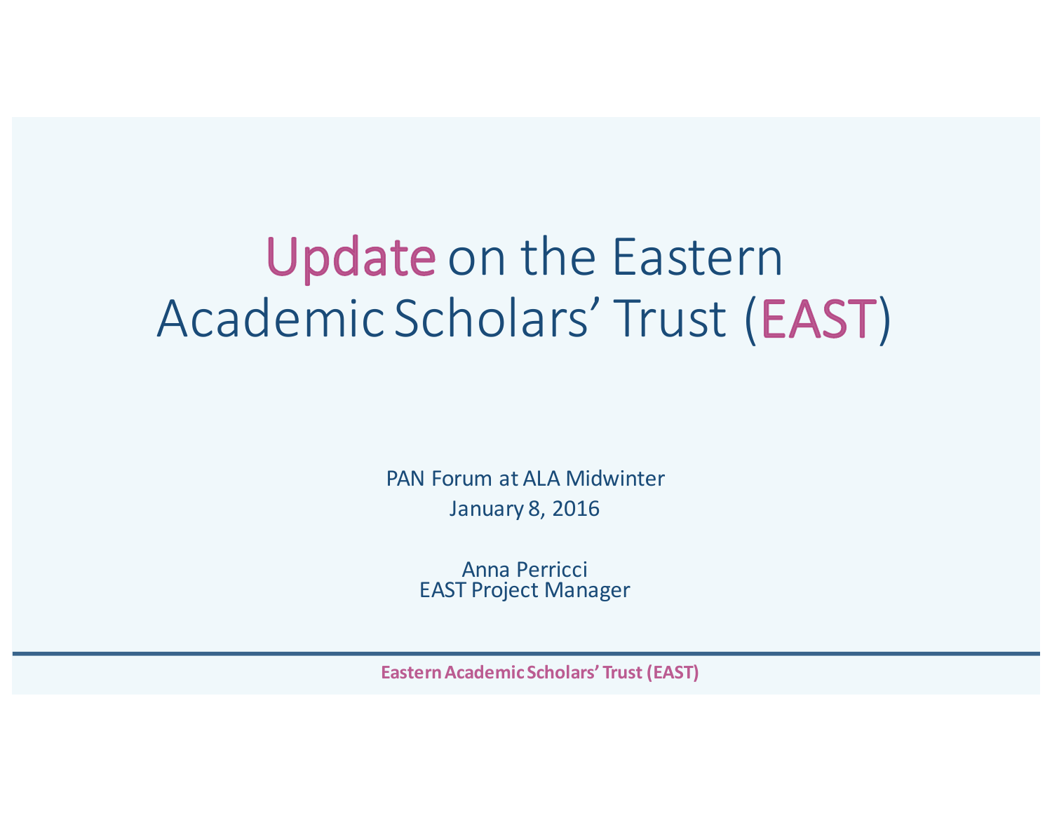# Update on the Eastern Academic Scholars' Trust (EAST)

PAN Forum at ALA Midwinter

January 8, 2016

Anna Perricci

EAST Project Manager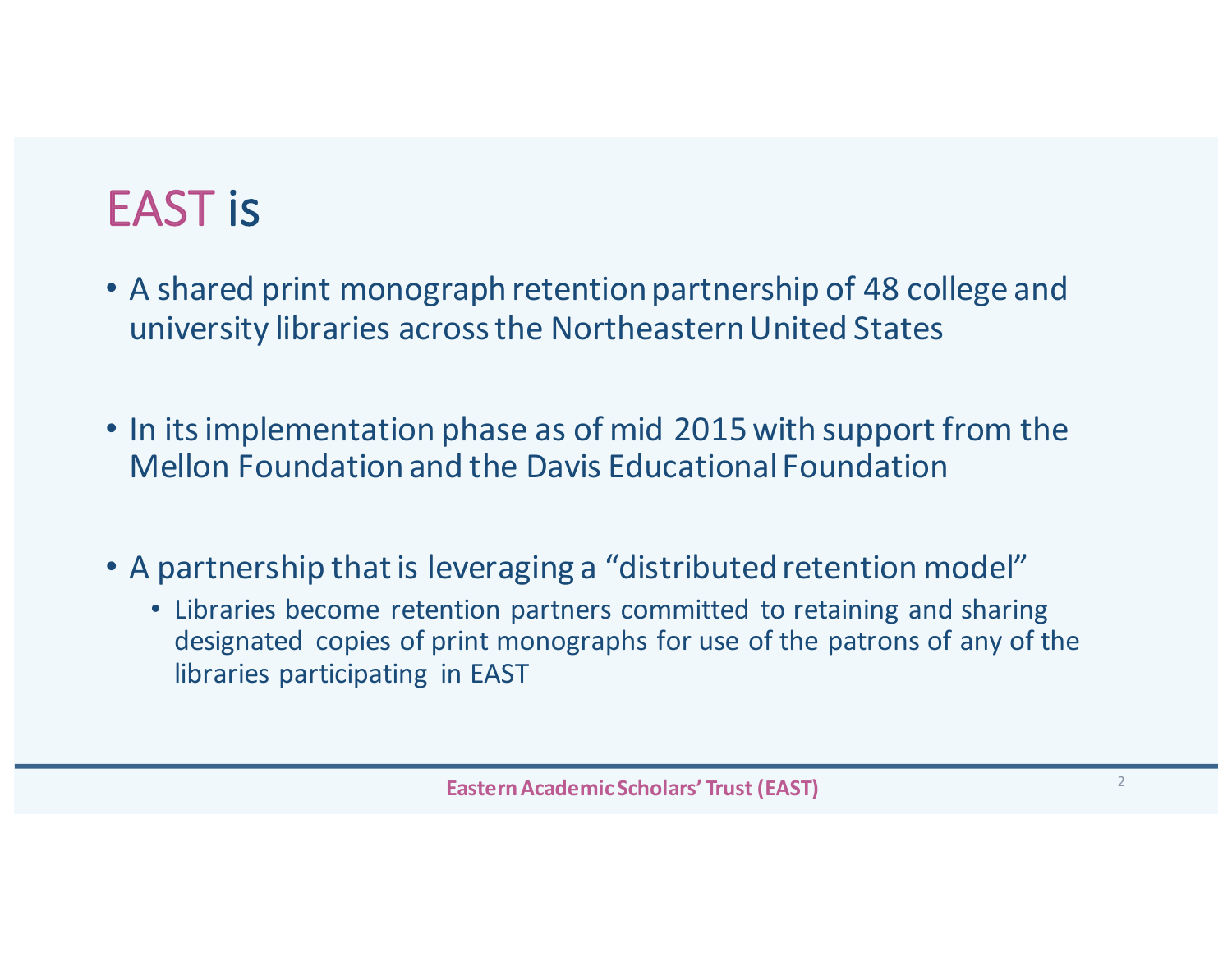# EAST is

- A shared print monograph retention partnership of 48 college and university libraries across the Northeastern United States

- In its implementation phase as of mid 2015 with support from the Mellon Foundation and the Davis Educational Foundation

- A partnership that is leveraging a "distributed retention model"
  - Libraries become retention partners committed to retaining and sharing designated copies of print monographs for use of the patrons of any of the libraries participating in EAST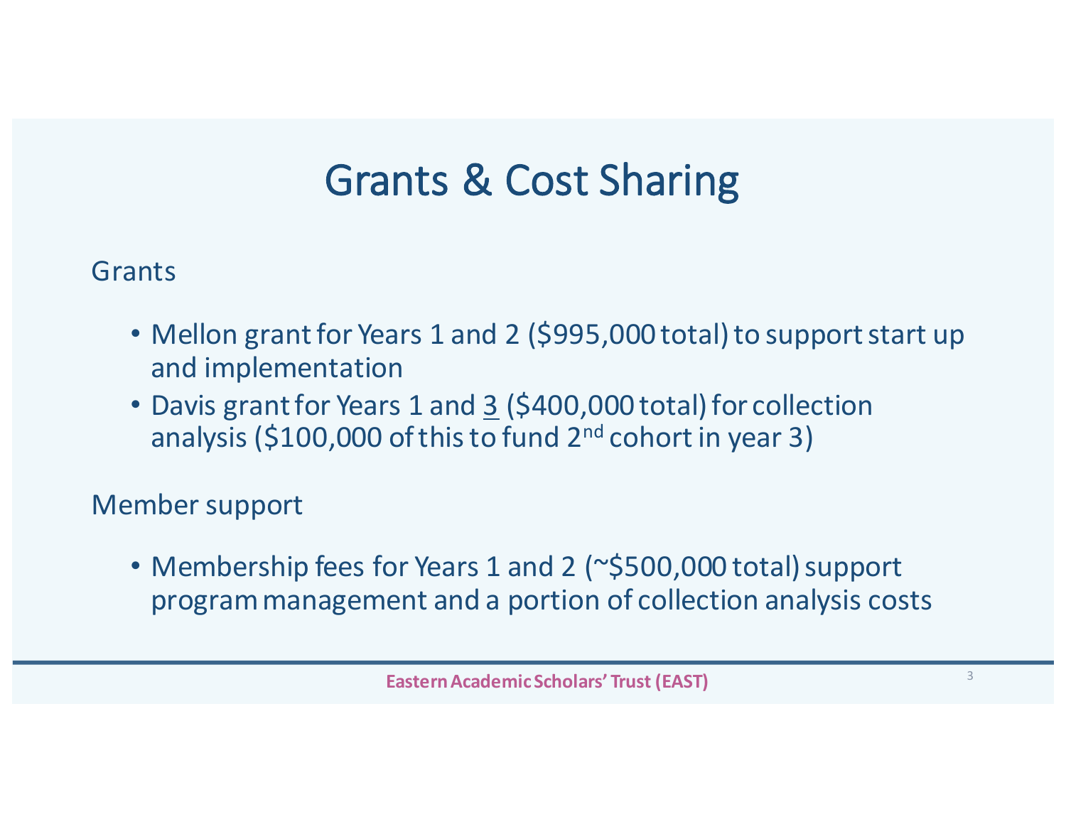# Grants & Cost Sharing

Grants

- Mellon grant for Years 1 and 2 ($995,000 total) to support start up and implementation
- Davis grant for Years 1 and <u>3</u> ($400,000 total) for collection analysis ($100,000 of this to fund 2nd cohort in year 3)

Member support

- Membership fees for Years 1 and 2 (~$500,000 total) support program management and a portion of collection analysis costs

**Eastern Academic Scholars' Trust (EAST)**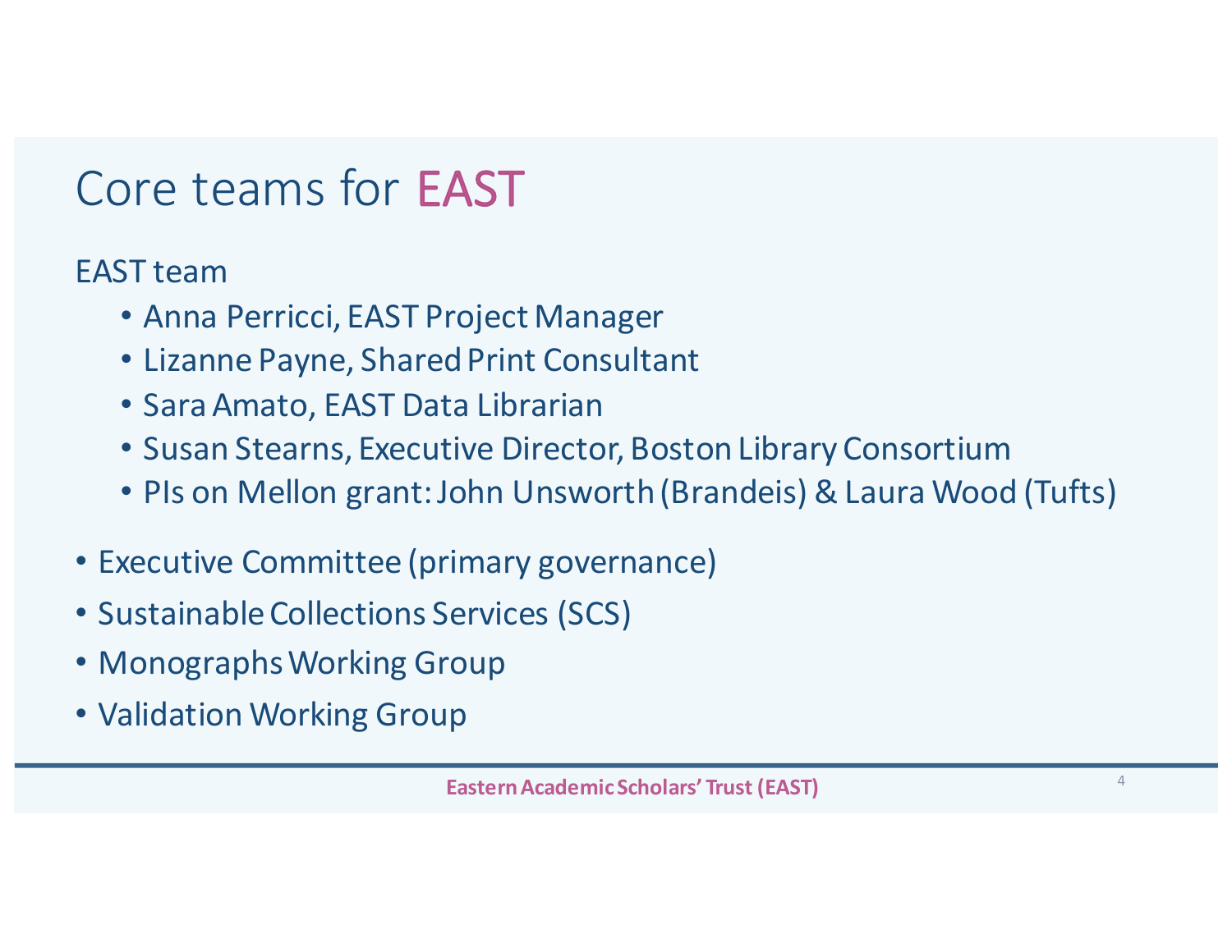# Core teams for EAST

EAST team

- Anna Perricci, EAST Project Manager
- Lizanne Payne, Shared Print Consultant
- Sara Amato, EAST Data Librarian
- Susan Stearns, Executive Director, Boston Library Consortium
- PIs on Mellon grant: John Unsworth (Brandeis) & Laura Wood (Tufts)

- Executive Committee (primary governance)
- Sustainable Collections Services (SCS)
- Monographs Working Group
- Validation Working Group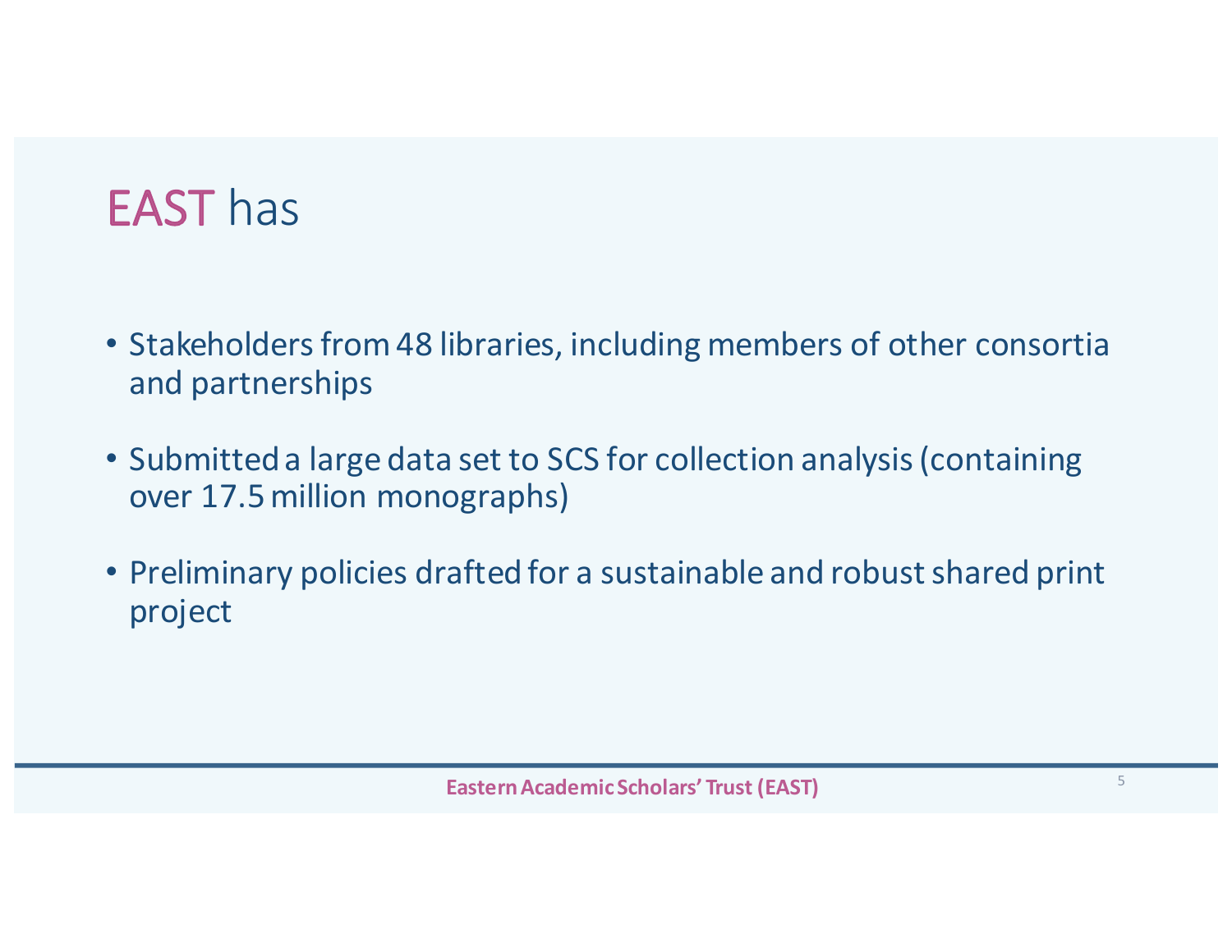# EAST has

- Stakeholders from 48 libraries, including members of other consortia and partnerships
- Submitted a large data set to SCS for collection analysis (containing over 17.5 million monographs)
- Preliminary policies drafted for a sustainable and robust shared print project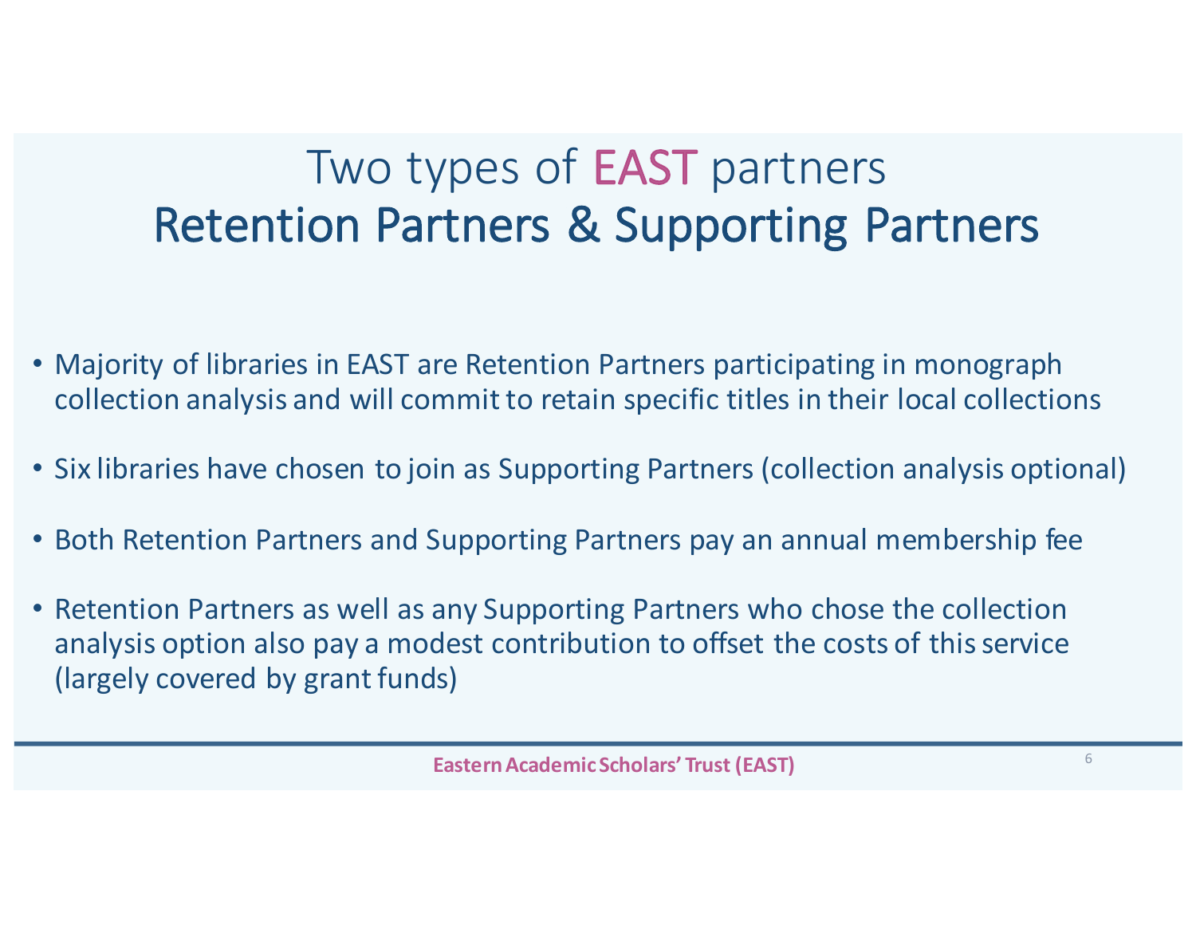# Two types of EAST partners
## Retention Partners & Supporting Partners

- Majority of libraries in EAST are Retention Partners participating in monograph collection analysis and will commit to retain specific titles in their local collections
- Six libraries have chosen to join as Supporting Partners (collection analysis optional)
- Both Retention Partners and Supporting Partners pay an annual membership fee
- Retention Partners as well as any Supporting Partners who chose the collection analysis option also pay a modest contribution to offset the costs of this service (largely covered by grant funds)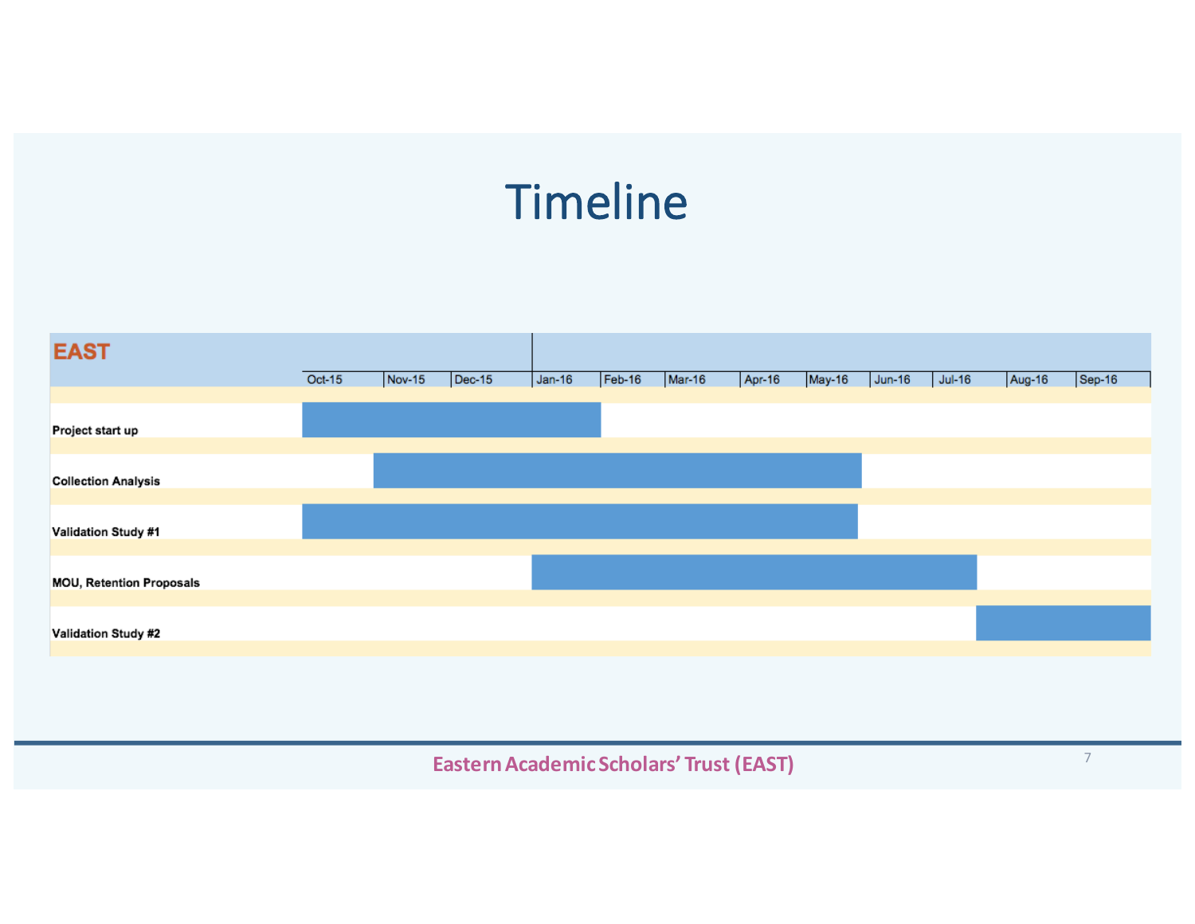# Timeline

| EAST | Oct-15 | Nov-15 | Dec-15 | Jan-16 | Feb-16 | Mar-16 | Apr-16 | May-16 | Jun-16 | Jul-16 | Aug-16 | Sep-16 |
|---|---|---|---|---|---|---|---|---|---|---|---|---|
| **Project start up** | ■ | ■ | ■ | ■ | | | | | | | | |
| **Collection Analysis** | | ■ | ■ | ■ | ■ | ■ | ■ | ■ | | | | |
| **Validation Study #1** | ■ | ■ | ■ | ■ | ■ | ■ | ■ | ■ | | | | |
| **MOU, Retention Proposals** | | | | ■ | ■ | ■ | ■ | ■ | ■ | ■ | | |
| **Validation Study #2** | | | | | | | | | | | ■ | ■ |

Eastern Academic Scholars' Trust (EAST)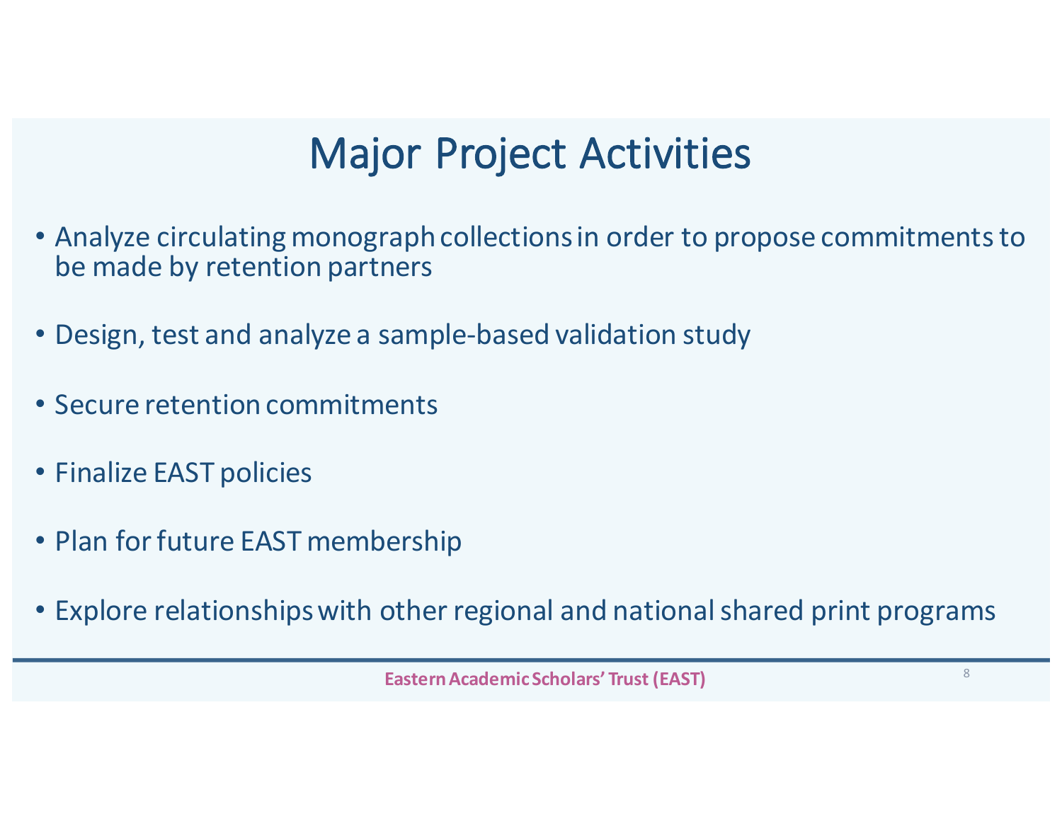# Major Project Activities

- Analyze circulating monograph collections in order to propose commitments to be made by retention partners
- Design, test and analyze a sample-based validation study
- Secure retention commitments
- Finalize EAST policies
- Plan for future EAST membership
- Explore relationships with other regional and national shared print programs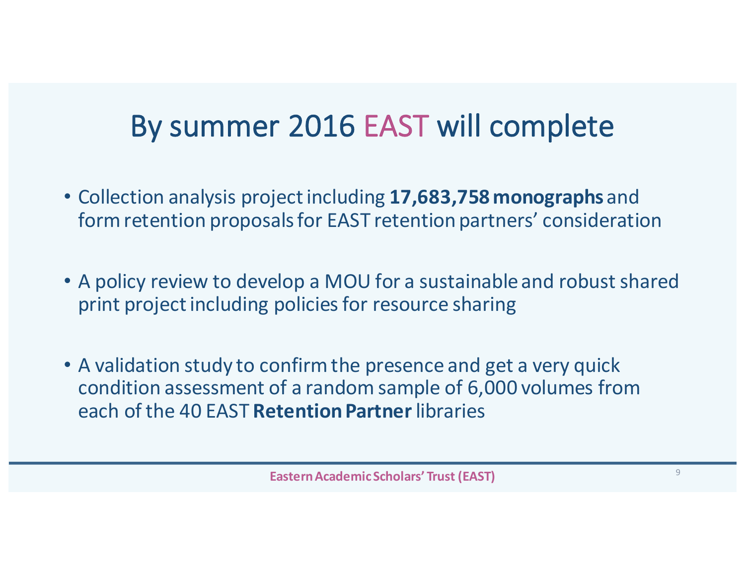# By summer 2016 EAST will complete

- Collection analysis project including **17,683,758 monographs** and form retention proposals for EAST retention partners' consideration
- A policy review to develop a MOU for a sustainable and robust shared print project including policies for resource sharing
- A validation study to confirm the presence and get a very quick condition assessment of a random sample of 6,000 volumes from each of the 40 EAST **Retention Partner** libraries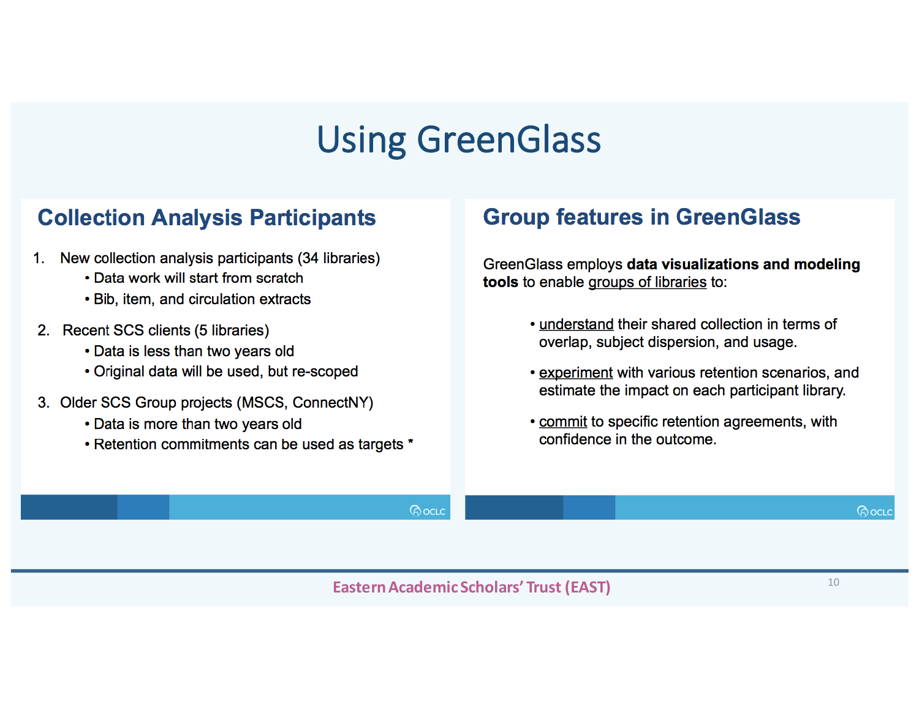# Using GreenGlass

## Collection Analysis Participants

1. New collection analysis participants (34 libraries)
   - Data work will start from scratch
   - Bib, item, and circulation extracts
2. Recent SCS clients (5 libraries)
   - Data is less than two years old
   - Original data will be used, but re-scoped
3. Older SCS Group projects (MSCS, ConnectNY)
   - Data is more than two years old
   - Retention commitments can be used as targets *

## Group features in GreenGlass

GreenGlass employs **data visualizations and modeling tools** to enable groups of libraries to:

- understand their shared collection in terms of overlap, subject dispersion, and usage.
- experiment with various retention scenarios, and estimate the impact on each participant library.
- commit to specific retention agreements, with confidence in the outcome.

Eastern Academic Scholars' Trust (EAST)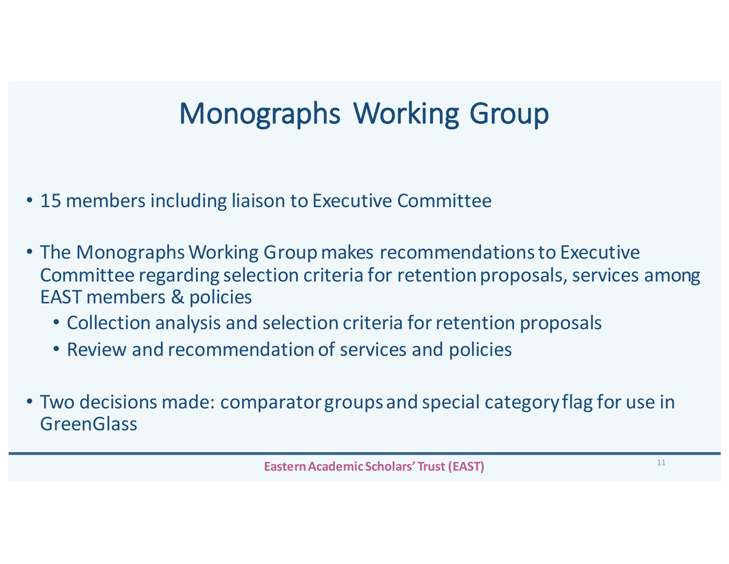# Monographs Working Group

- 15 members including liaison to Executive Committee
- The Monographs Working Group makes recommendations to Executive Committee regarding selection criteria for retention proposals, services among EAST members & policies
  - Collection analysis and selection criteria for retention proposals
  - Review and recommendation of services and policies
- Two decisions made: comparator groups and special category flag for use in GreenGlass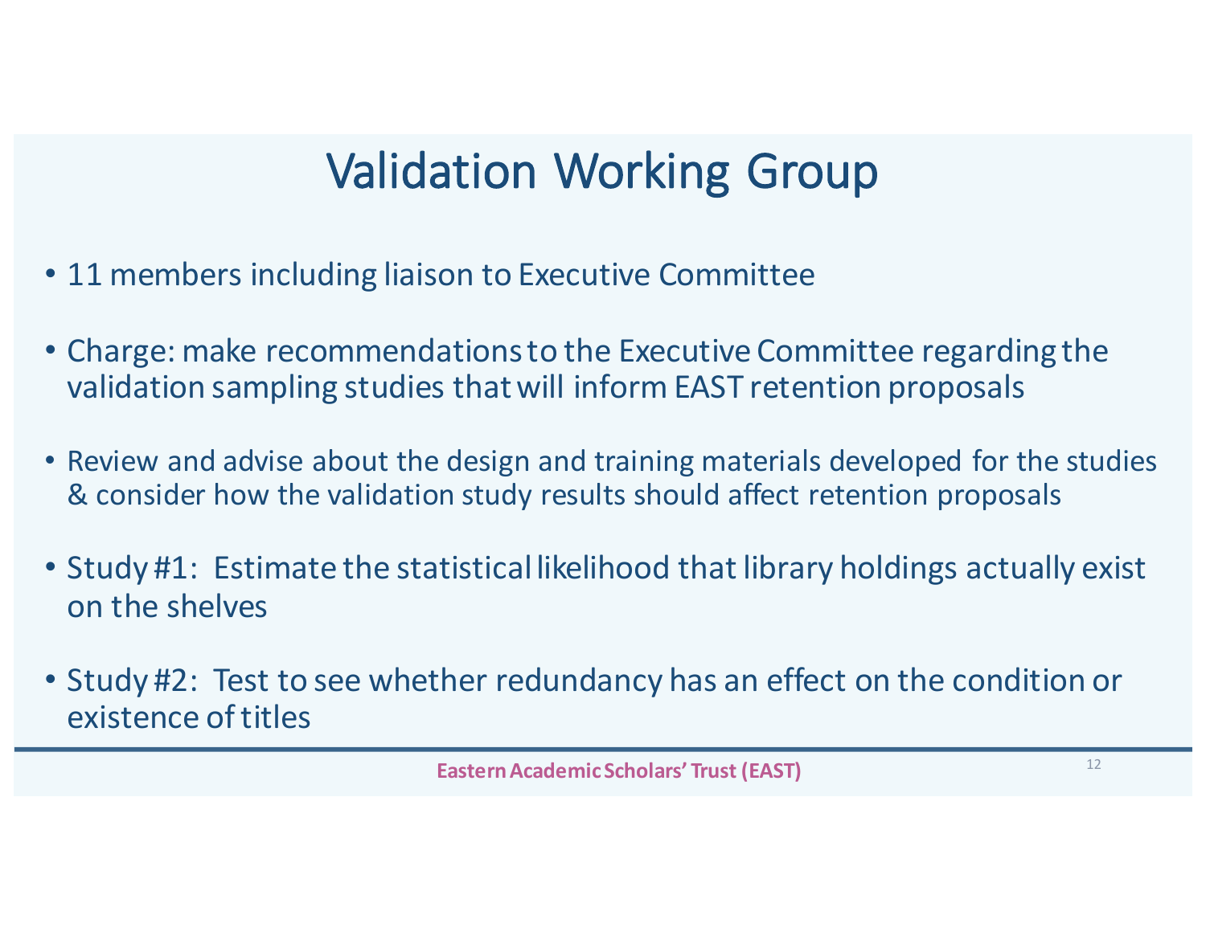# Validation Working Group

- 11 members including liaison to Executive Committee
- Charge: make recommendations to the Executive Committee regarding the validation sampling studies that will inform EAST retention proposals
- Review and advise about the design and training materials developed for the studies & consider how the validation study results should affect retention proposals
- Study #1: Estimate the statistical likelihood that library holdings actually exist on the shelves
- Study #2: Test to see whether redundancy has an effect on the condition or existence of titles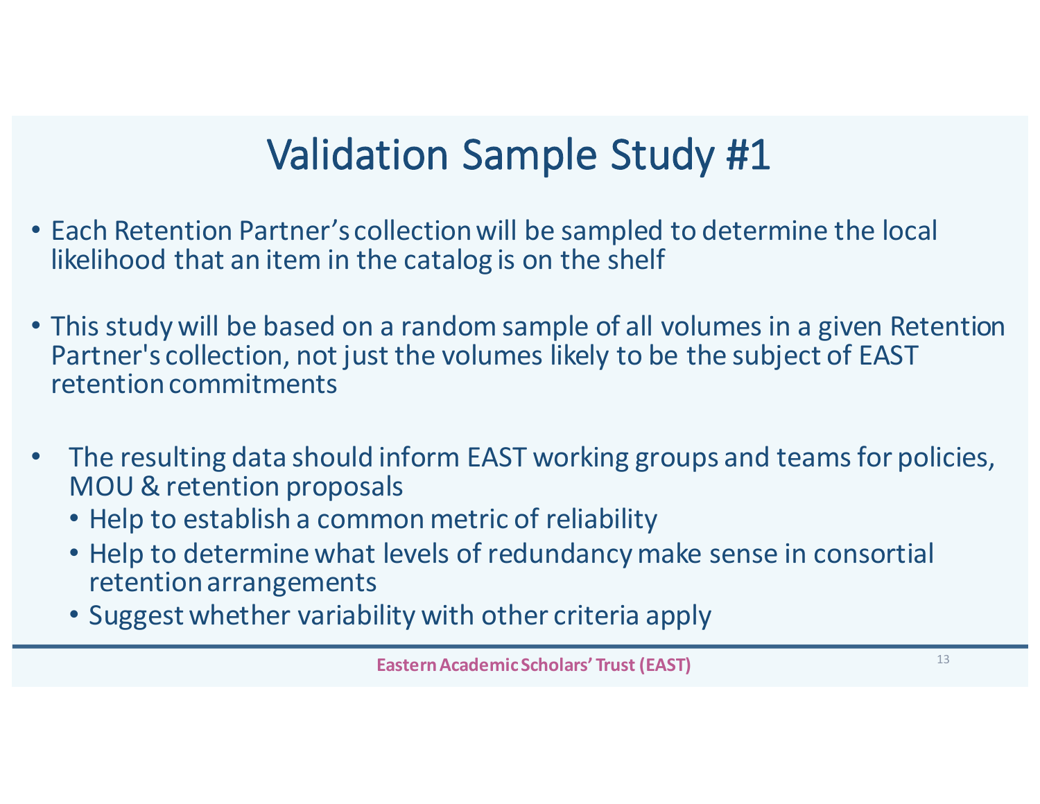# Validation Sample Study #1

- Each Retention Partner's collection will be sampled to determine the local likelihood that an item in the catalog is on the shelf
- This study will be based on a random sample of all volumes in a given Retention Partner's collection, not just the volumes likely to be the subject of EAST retention commitments
- The resulting data should inform EAST working groups and teams for policies, MOU & retention proposals
  - Help to establish a common metric of reliability
  - Help to determine what levels of redundancy make sense in consortial retention arrangements
  - Suggest whether variability with other criteria apply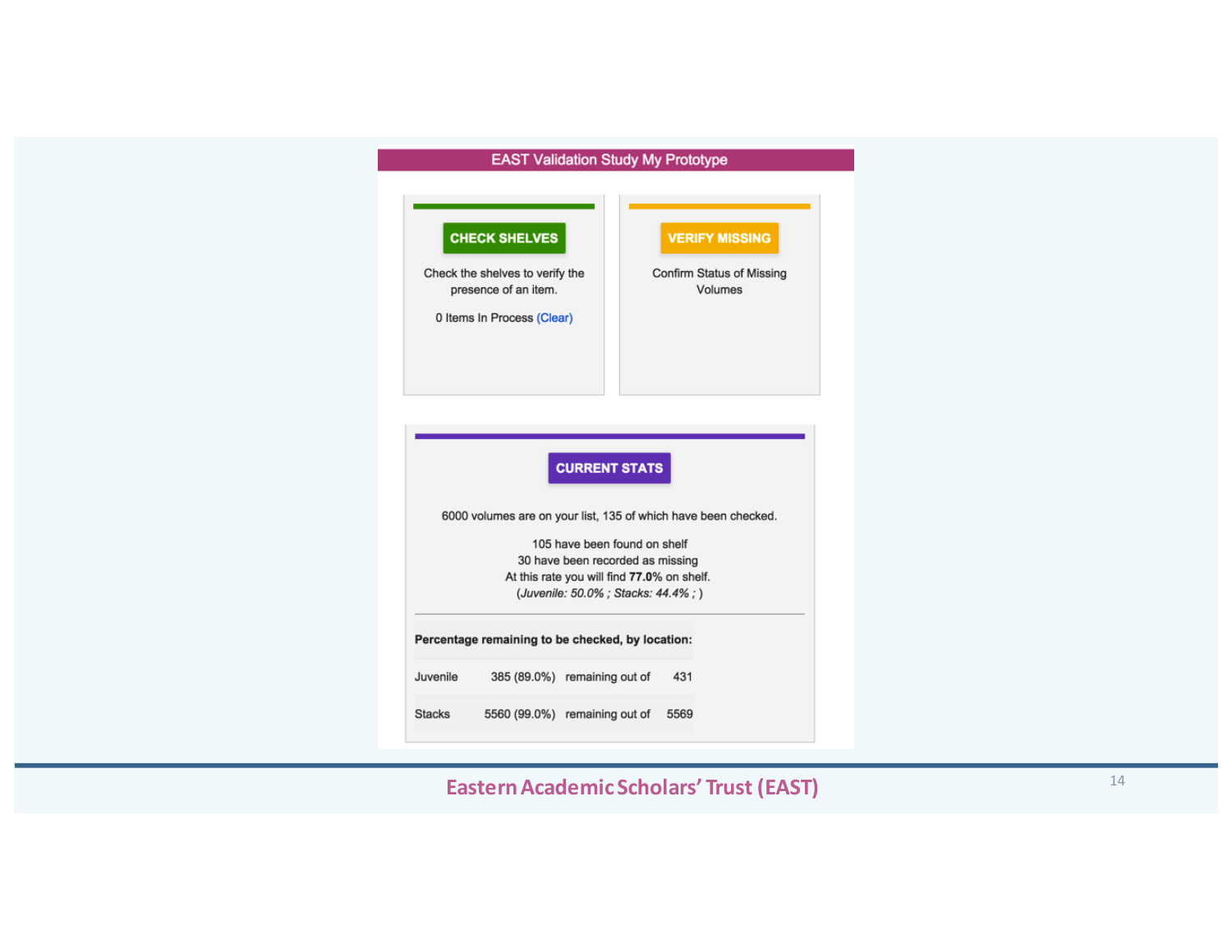## EAST Validation Study My Prototype

**CHECK SHELVES**

Check the shelves to verify the presence of an item.

0 Items In Process (Clear)

**VERIFY MISSING**

Confirm Status of Missing Volumes

**CURRENT STATS**

6000 volumes are on your list, 135 of which have been checked.

105 have been found on shelf
30 have been recorded as missing
At this rate you will find **77.0%** on shelf.
*(Juvenile: 50.0% ; Stacks: 44.4% ; )*

**Percentage remaining to be checked, by location:**

| | | | |
|---|---|---|---|
| Juvenile | 385 (89.0%) | remaining out of | 431 |
| Stacks | 5560 (99.0%) | remaining out of | 5569 |

Eastern Academic Scholars' Trust (EAST)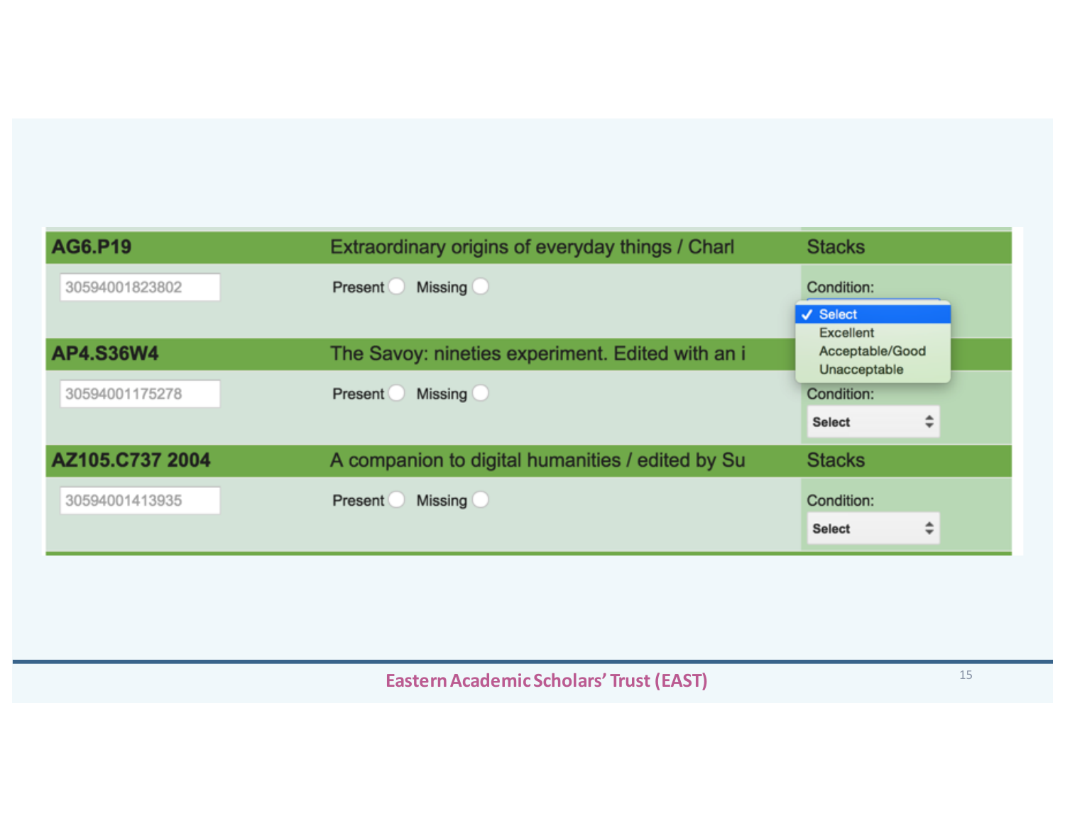| AG6.P19 | Extraordinary origins of everyday things / Charl | Stacks |
| --- | --- | --- |
| 30594001823802 | Present ◯ Missing ◯ | Condition: ✓ Select / Excellent / Acceptable/Good / Unacceptable |
| **AP4.S36W4** | The Savoy: nineties experiment. Edited with an i | |
| 30594001175278 | Present ◯ Missing ◯ | Condition: Select |
| **AZ105.C737 2004** | A companion to digital humanities / edited by Su | Stacks |
| 30594001413935 | Present ◯ Missing ◯ | Condition: Select |

Eastern Academic Scholars' Trust (EAST)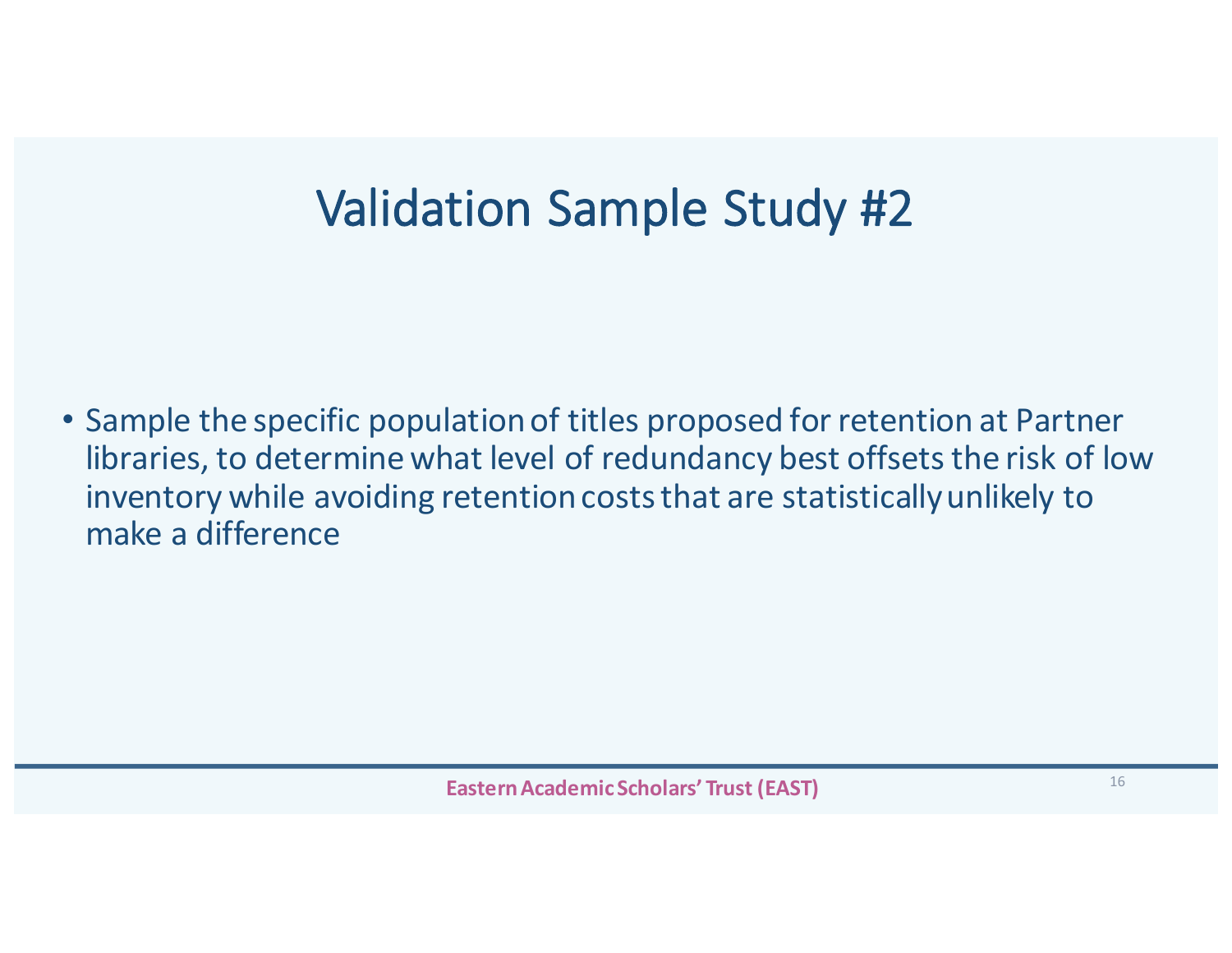# Validation Sample Study #2

- Sample the specific population of titles proposed for retention at Partner libraries, to determine what level of redundancy best offsets the risk of low inventory while avoiding retention costs that are statistically unlikely to make a difference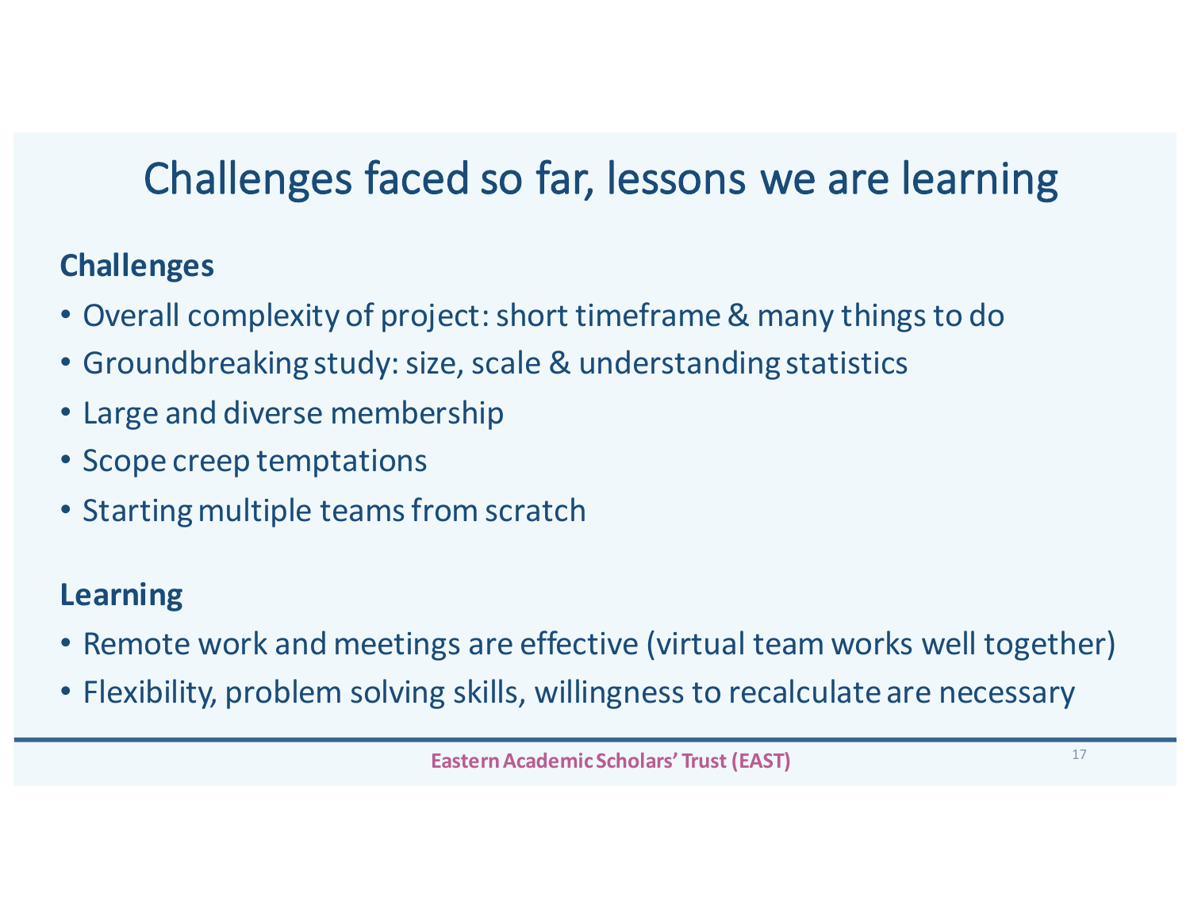# Challenges faced so far, lessons we are learning

**Challenges**

- Overall complexity of project: short timeframe & many things to do
- Groundbreaking study: size, scale & understanding statistics
- Large and diverse membership
- Scope creep temptations
- Starting multiple teams from scratch

**Learning**

- Remote work and meetings are effective (virtual team works well together)
- Flexibility, problem solving skills, willingness to recalculate are necessary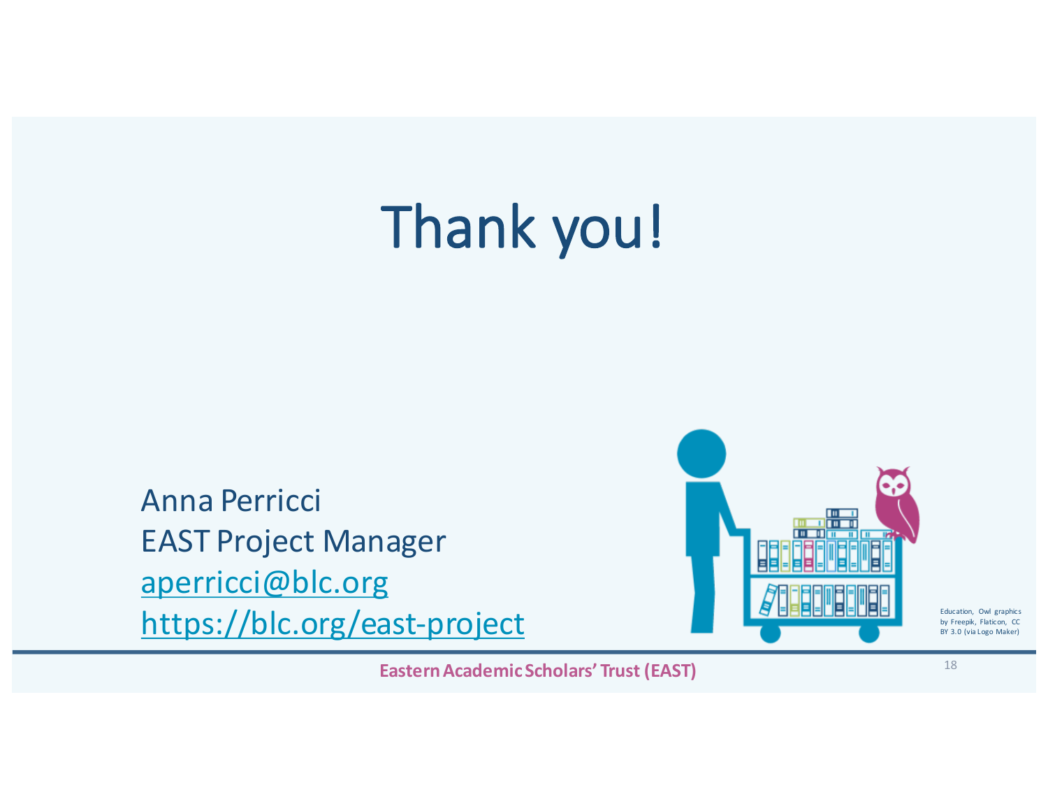# Thank you!

Anna Perricci
EAST Project Manager
aperricci@blc.org
https://blc.org/east-project

Education, Owl graphics by Freepik, Flaticon, CC BY 3.0 (via Logo Maker)

Eastern Academic Scholars' Trust (EAST)